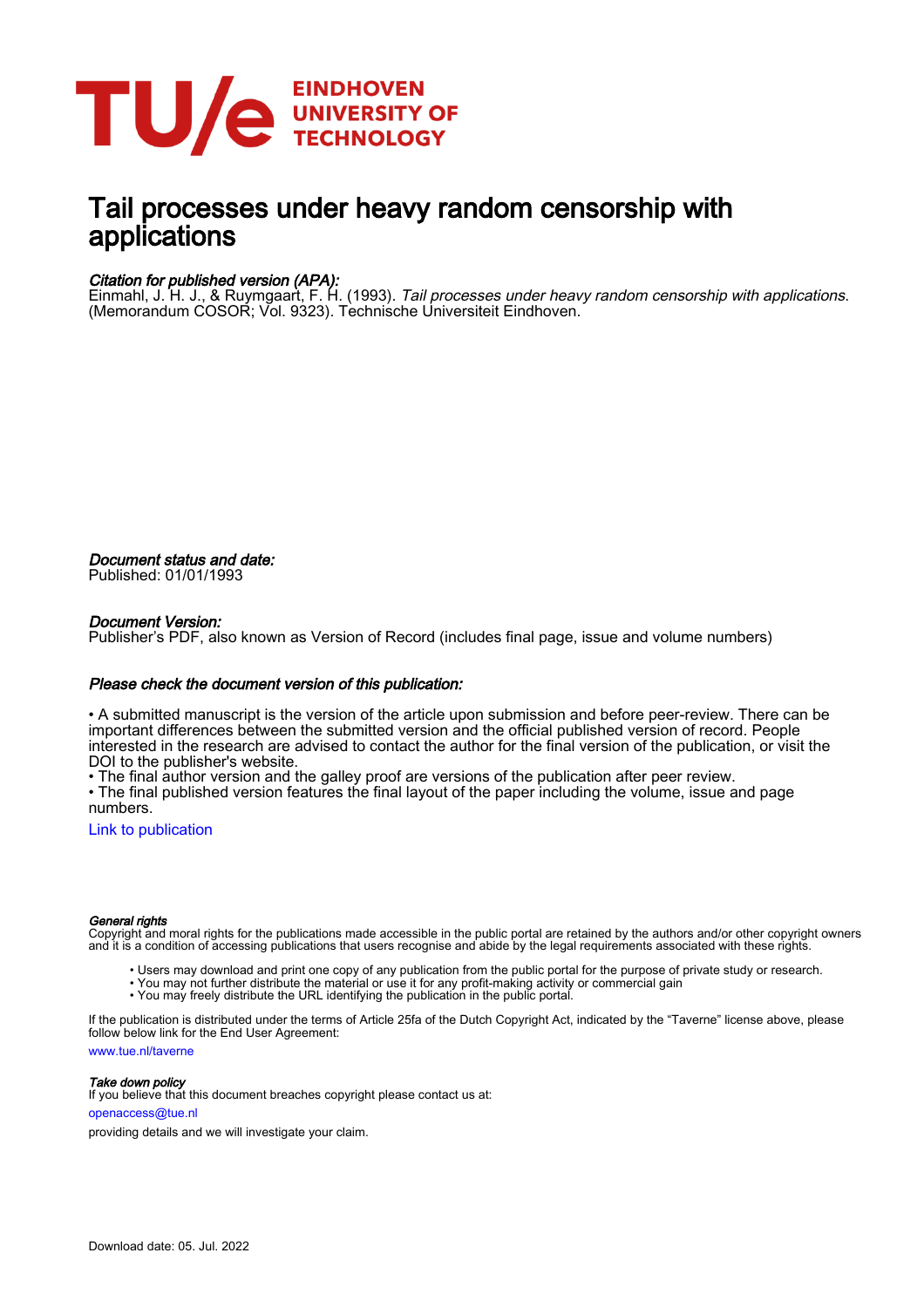EINDHOVEN UNIVERSITY OF TECHNOLOGY

# Tail processes under heavy random censorship with applications

*Citation for published version (APA):*
Einmahl, J. H. J., & Ruymgaart, F. H. (1993). *Tail processes under heavy random censorship with applications*. (Memorandum COSOR; Vol. 9323). Technische Universiteit Eindhoven.

*Document status and date:*
Published: 01/01/1993

*Document Version:*
Publisher's PDF, also known as Version of Record (includes final page, issue and volume numbers)

*Please check the document version of this publication:*

• A submitted manuscript is the version of the article upon submission and before peer-review. There can be important differences between the submitted version and the official published version of record. People interested in the research are advised to contact the author for the final version of the publication, or visit the DOI to the publisher's website.
• The final author version and the galley proof are versions of the publication after peer review.
• The final published version features the final layout of the paper including the volume, issue and page numbers.

Link to publication

*General rights*
Copyright and moral rights for the publications made accessible in the public portal are retained by the authors and/or other copyright owners and it is a condition of accessing publications that users recognise and abide by the legal requirements associated with these rights.

• Users may download and print one copy of any publication from the public portal for the purpose of private study or research.
• You may not further distribute the material or use it for any profit-making activity or commercial gain
• You may freely distribute the URL identifying the publication in the public portal.

If the publication is distributed under the terms of Article 25fa of the Dutch Copyright Act, indicated by the "Taverne" license above, please follow below link for the End User Agreement:

www.tue.nl/taverne

*Take down policy*
If you believe that this document breaches copyright please contact us at:

openaccess@tue.nl

providing details and we will investigate your claim.

Download date: 05. Jul. 2022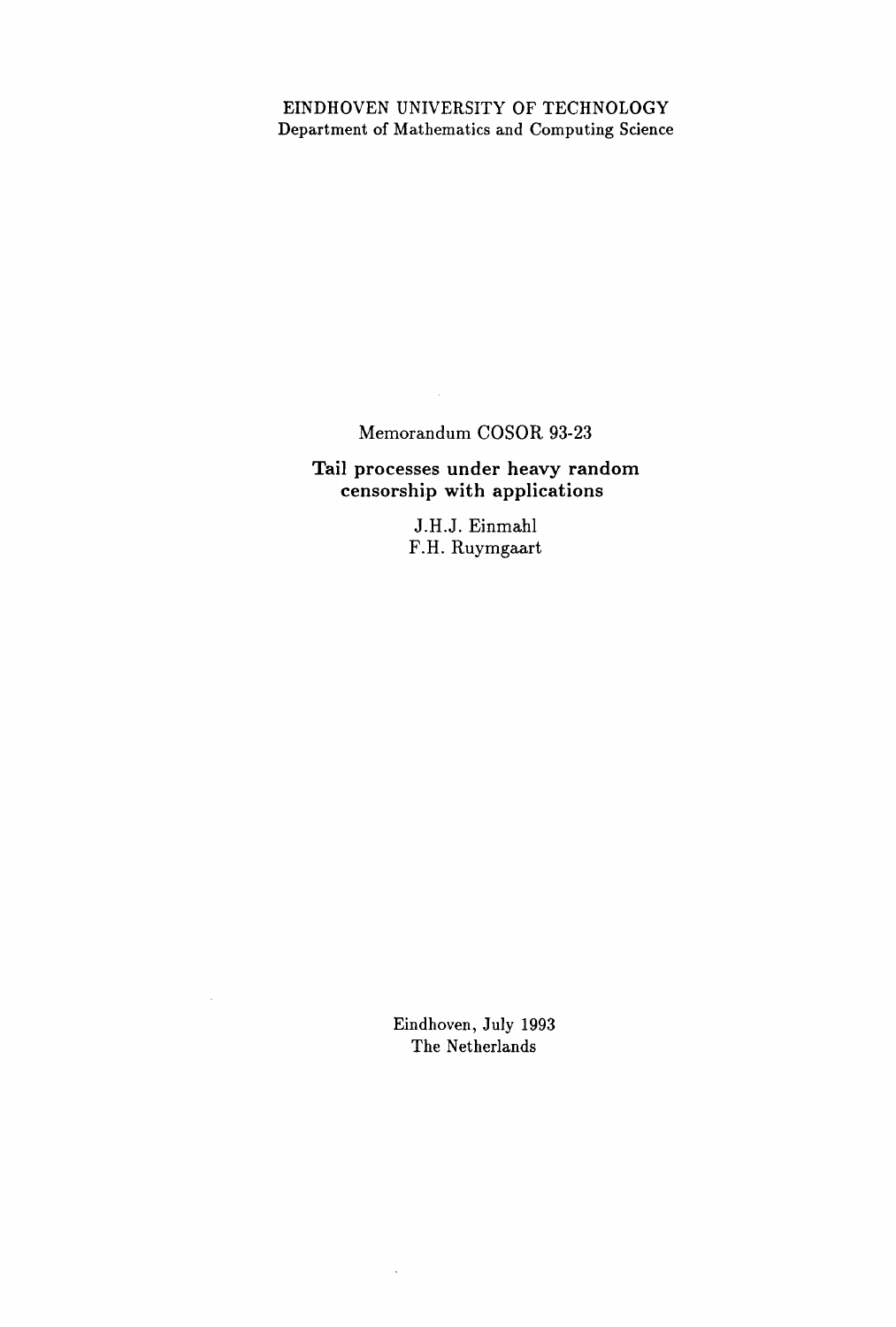EINDHOVEN UNIVERSITY OF TECHNOLOGY
Department of Mathematics and Computing Science

Memorandum COSOR 93-23

**Tail processes under heavy random censorship with applications**

J.H.J. Einmahl
F.H. Ruymgaart

Eindhoven, July 1993
The Netherlands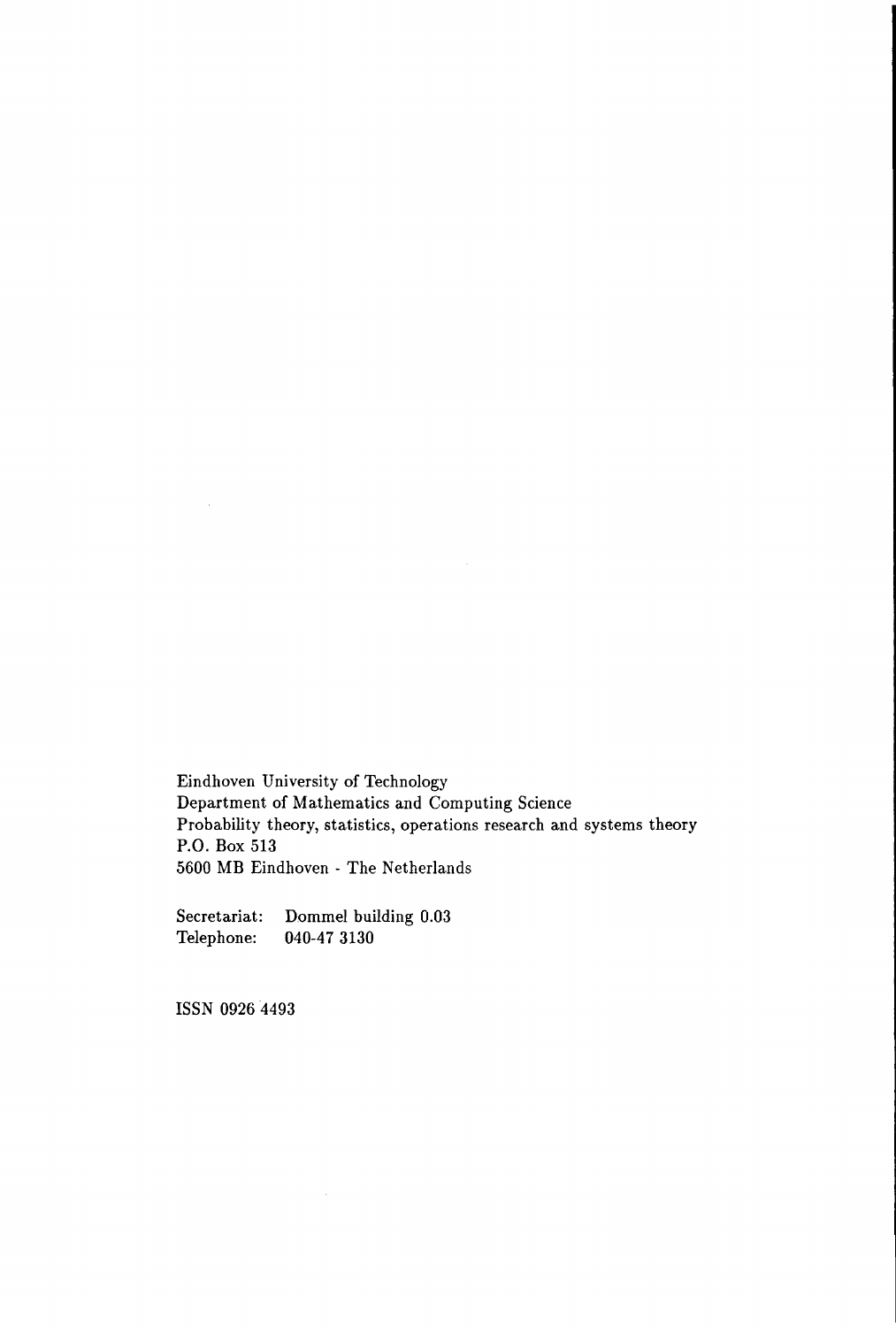Eindhoven University of Technology
Department of Mathematics and Computing Science
Probability theory, statistics, operations research and systems theory
P.O. Box 513
5600 MB Eindhoven - The Netherlands

Secretariat: Dommel building 0.03
Telephone: 040-47 3130

ISSN 0926 4493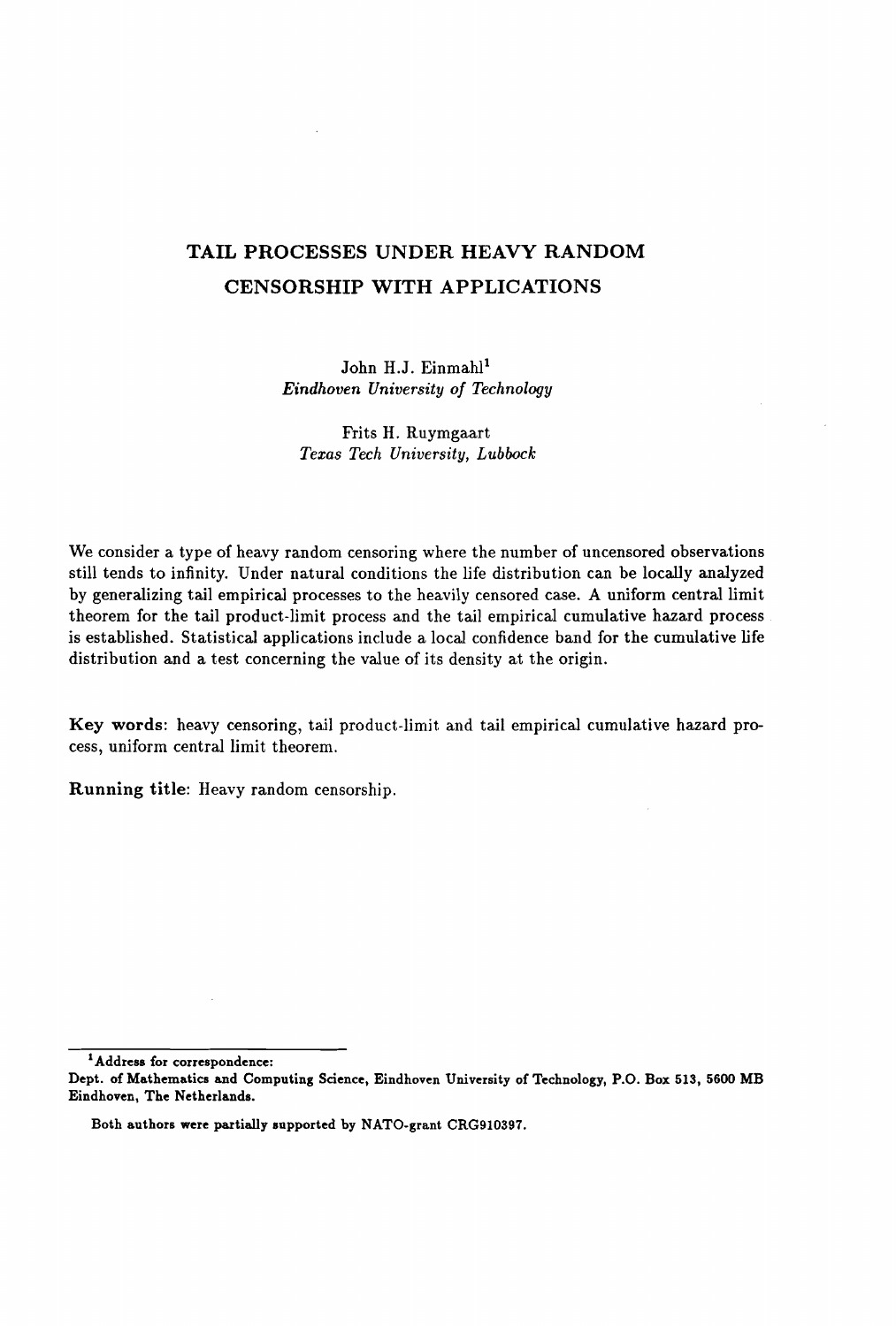# TAIL PROCESSES UNDER HEAVY RANDOM CENSORSHIP WITH APPLICATIONS

John H.J. Einmahl[1]
*Eindhoven University of Technology*

Frits H. Ruymgaart
*Texas Tech University, Lubbock*

We consider a type of heavy random censoring where the number of uncensored observations still tends to infinity. Under natural conditions the life distribution can be locally analyzed by generalizing tail empirical processes to the heavily censored case. A uniform central limit theorem for the tail product-limit process and the tail empirical cumulative hazard process is established. Statistical applications include a local confidence band for the cumulative life distribution and a test concerning the value of its density at the origin.

**Key words**: heavy censoring, tail product-limit and tail empirical cumulative hazard process, uniform central limit theorem.

**Running title**: Heavy random censorship.

---

[1] **Address for correspondence:**
**Dept. of Mathematics and Computing Science, Eindhoven University of Technology, P.O. Box 513, 5600 MB Eindhoven, The Netherlands.**

**Both authors were partially supported by NATO-grant CRG910397.**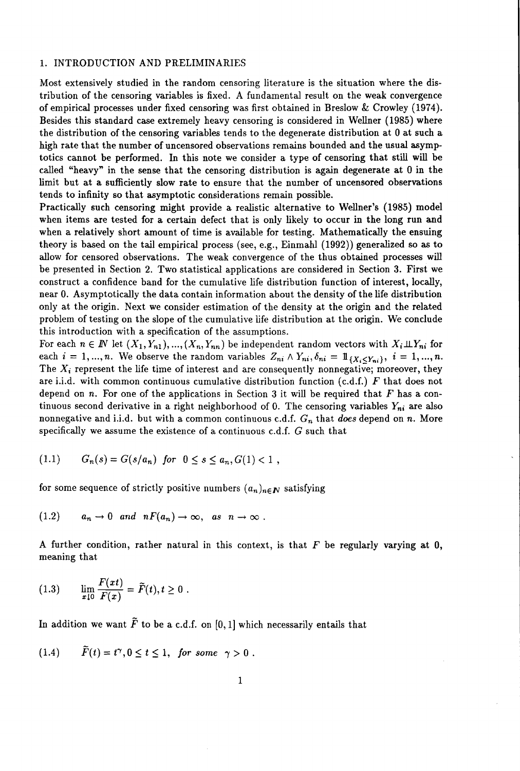## 1. INTRODUCTION AND PRELIMINARIES

Most extensively studied in the random censoring literature is the situation where the distribution of the censoring variables is fixed. A fundamental result on the weak convergence of empirical processes under fixed censoring was first obtained in Breslow & Crowley (1974). Besides this standard case extremely heavy censoring is considered in Wellner (1985) where the distribution of the censoring variables tends to the degenerate distribution at 0 at such a high rate that the number of uncensored observations remains bounded and the usual asymptotics cannot be performed. In this note we consider a type of censoring that still will be called "heavy" in the sense that the censoring distribution is again degenerate at 0 in the limit but at a sufficiently slow rate to ensure that the number of uncensored observations tends to infinity so that asymptotic considerations remain possible.

Practically such censoring might provide a realistic alternative to Wellner's (1985) model when items are tested for a certain defect that is only likely to occur in the long run and when a relatively short amount of time is available for testing. Mathematically the ensuing theory is based on the tail empirical process (see, e.g., Einmahl (1992)) generalized so as to allow for censored observations. The weak convergence of the thus obtained processes will be presented in Section 2. Two statistical applications are considered in Section 3. First we construct a confidence band for the cumulative life distribution function of interest, locally, near 0. Asymptotically the data contain information about the density of the life distribution only at the origin. Next we consider estimation of the density at the origin and the related problem of testing on the slope of the cumulative life distribution at the origin. We conclude this introduction with a specification of the assumptions.

For each $n \in \mathbb{N}$ let $(X_1, Y_{n1}), ..., (X_n, Y_{nn})$ be independent random vectors with $X_i \perp\!\!\!\perp Y_{ni}$ for each $i = 1, ..., n$. We observe the random variables $Z_{ni} \wedge Y_{ni}, \delta_{ni} = \mathbb{1}_{\{X_i \leq Y_{ni}\}}$, $i = 1, ..., n$. The $X_i$ represent the life time of interest and are consequently nonnegative; moreover, they are i.i.d. with common continuous cumulative distribution function (c.d.f.) $F$ that does not depend on $n$. For one of the applications in Section 3 it will be required that $F$ has a continuous second derivative in a right neighborhood of 0. The censoring variables $Y_{ni}$ are also nonnegative and i.i.d. but with a common continuous c.d.f. $G_n$ that *does* depend on $n$. More specifically we assume the existence of a continuous c.d.f. $G$ such that

$$(1.1) \qquad G_n(s) = G(s/a_n) \;\; \textit{for} \;\; 0 \leq s \leq a_n, G(1) < 1 \; ,$$

for some sequence of strictly positive numbers $(a_n)_{n \in \mathbb{N}}$ satisfying

$$(1.2) \qquad a_n \to 0 \;\; \textit{and} \;\; nF(a_n) \to \infty, \;\; \textit{as} \;\; n \to \infty \; .$$

A further condition, rather natural in this context, is that $F$ be regularly varying at 0, meaning that

$$(1.3) \qquad \lim_{x \downarrow 0} \frac{F(xt)}{F(x)} = \widetilde{F}(t), t \geq 0 \; .$$

In addition we want $\widetilde{F}$ to be a c.d.f. on $[0, 1]$ which necessarily entails that

$$(1.4) \qquad \widetilde{F}(t) = t^{\gamma}, 0 \leq t \leq 1, \;\; \textit{for some} \;\; \gamma > 0 \; .$$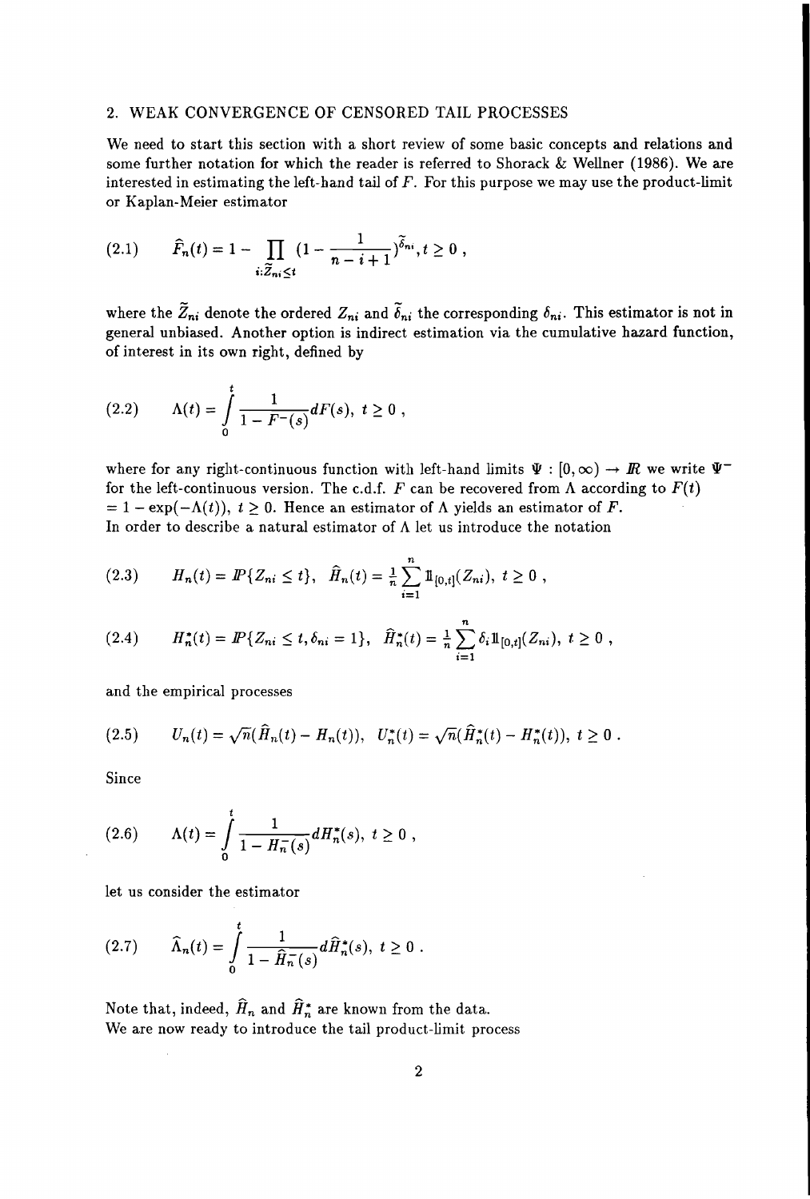## 2. WEAK CONVERGENCE OF CENSORED TAIL PROCESSES

We need to start this section with a short review of some basic concepts and relations and some further notation for which the reader is referred to Shorack & Wellner (1986). We are interested in estimating the left-hand tail of $F$. For this purpose we may use the product-limit or Kaplan-Meier estimator

$$(2.1) \qquad \widehat{F}_n(t) = 1 - \prod_{i:\widetilde{Z}_{ni} \leq t} \left(1 - \frac{1}{n-i+1}\right)^{\widetilde{\delta}_{ni}}, t \geq 0 ,$$

where the $\widetilde{Z}_{ni}$ denote the ordered $Z_{ni}$ and $\widetilde{\delta}_{ni}$ the corresponding $\delta_{ni}$. This estimator is not in general unbiased. Another option is indirect estimation via the cumulative hazard function, of interest in its own right, defined by

$$(2.2) \qquad \Lambda(t) = \int_0^t \frac{1}{1 - F^-(s)} dF(s), \ t \geq 0 ,$$

where for any right-continuous function with left-hand limits $\Psi : [0, \infty) \rightarrow \mathbb{R}$ we write $\Psi^-$ for the left-continuous version. The c.d.f. $F$ can be recovered from $\Lambda$ according to $F(t) = 1 - \exp(-\Lambda(t))$, $t \geq 0$. Hence an estimator of $\Lambda$ yields an estimator of $F$.
In order to describe a natural estimator of $\Lambda$ let us introduce the notation

$$(2.3) \qquad H_n(t) = \mathbb{P}\{Z_{ni} \leq t\}, \ \ \widehat{H}_n(t) = \tfrac{1}{n} \sum_{i=1}^n \mathbb{1}_{[0,t]}(Z_{ni}), \ t \geq 0 ,$$

$$(2.4) \qquad H_n^*(t) = \mathbb{P}\{Z_{ni} \leq t, \delta_{ni} = 1\}, \ \ \widehat{H}_n^*(t) = \tfrac{1}{n} \sum_{i=1}^n \delta_i \mathbb{1}_{[0,t]}(Z_{ni}), \ t \geq 0 ,$$

and the empirical processes

$$(2.5) \qquad U_n(t) = \sqrt{n}(\widehat{H}_n(t) - H_n(t)), \ \ U_n^*(t) = \sqrt{n}(\widehat{H}_n^*(t) - H_n^*(t)), \ t \geq 0 .$$

Since

$$(2.6) \qquad \Lambda(t) = \int_0^t \frac{1}{1 - H_n^-(s)} dH_n^*(s), \ t \geq 0 ,$$

let us consider the estimator

$$(2.7) \qquad \widehat{\Lambda}_n(t) = \int_0^t \frac{1}{1 - \widehat{H}_n^-(s)} d\widehat{H}_n^*(s), \ t \geq 0 .$$

Note that, indeed, $\widehat{H}_n$ and $\widehat{H}_n^*$ are known from the data.
We are now ready to introduce the tail product-limit process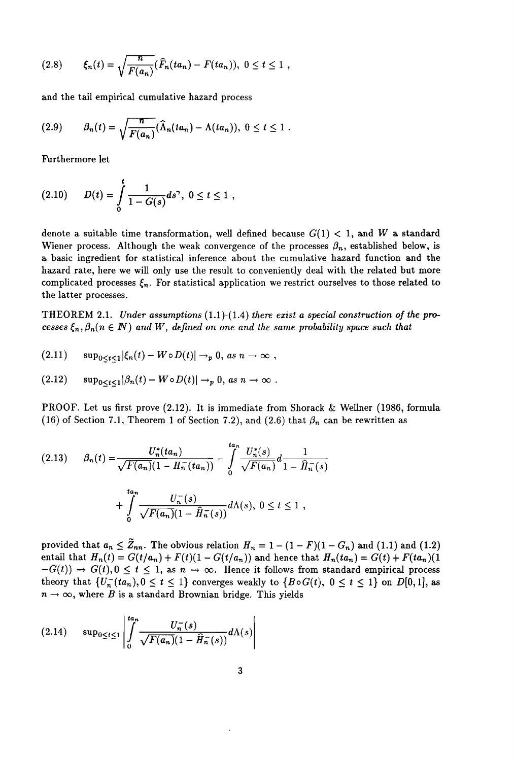$$(2.8) \qquad \xi_n(t) = \sqrt{\frac{n}{F(a_n)}}(\widehat{F}_n(ta_n) - F(ta_n)),\ 0 \le t \le 1\ ,$$

and the tail empirical cumulative hazard process

$$(2.9) \qquad \beta_n(t) = \sqrt{\frac{n}{F(a_n)}}(\widehat{\Lambda}_n(ta_n) - \Lambda(ta_n)),\ 0 \le t \le 1\ .$$

Furthermore let

$$(2.10) \qquad D(t) = \int_0^t \frac{1}{1-G(s)} ds^{\gamma},\ 0 \le t \le 1\ ,$$

denote a suitable time transformation, well defined because $G(1) < 1$, and $W$ a standard Wiener process. Although the weak convergence of the processes $\beta_n$, established below, is a basic ingredient for statistical inference about the cumulative hazard function and the hazard rate, here we will only use the result to conveniently deal with the related but more complicated processes $\xi_n$. For statistical application we restrict ourselves to those related to the latter processes.

THEOREM 2.1. *Under assumptions* (1.1)-(1.4) *there exist a special construction of the processes* $\xi_n, \beta_n (n \in \mathbb{N})$ *and* $W$, *defined on one and the same probability space such that*

$$(2.11) \qquad \sup_{0 \le t \le 1} |\xi_n(t) - W \circ D(t)| \to_p 0, \text{ as } n \to \infty\ ,$$

$$(2.12) \qquad \sup_{0 \le t \le 1} |\beta_n(t) - W \circ D(t)| \to_p 0, \text{ as } n \to \infty\ .$$

PROOF. Let us first prove (2.12). It is immediate from Shorack & Wellner (1986, formula (16) of Section 7.1, Theorem 1 of Section 7.2), and (2.6) that $\beta_n$ can be rewritten as

$$(2.13) \qquad \beta_n(t) = \frac{U_n^*(ta_n)}{\sqrt{F(a_n)}(1 - H_n^-(ta_n))} - \int_0^{ta_n} \frac{U_n^*(s)}{\sqrt{F(a_n)}} d\frac{1}{1 - \widehat{H}_n^-(s)}$$

$$+ \int_0^{ta_n} \frac{U_n^-(s)}{\sqrt{F(a_n)}(1 - \widehat{H}_n^-(s))} d\Lambda(s),\ 0 \le t \le 1\ ,$$

provided that $a_n \le \widetilde{Z}_{nn}$. The obvious relation $H_n = 1 - (1-F)(1-G_n)$ and (1.1) and (1.2) entail that $H_n(t) = G(t/a_n) + F(t)(1 - G(t/a_n))$ and hence that $H_n(ta_n) = G(t) + F(ta_n)(1 - G(t)) \to G(t), 0 \le t \le 1$, as $n \to \infty$. Hence it follows from standard empirical process theory that $\{U_n^-(ta_n), 0 \le t \le 1\}$ converges weakly to $\{B \circ G(t),\ 0 \le t \le 1\}$ on $D[0,1]$, as $n \to \infty$, where $B$ is a standard Brownian bridge. This yields

$$(2.14) \qquad \sup_{0 \le t \le 1} \left| \int_0^{ta_n} \frac{U_n^-(s)}{\sqrt{F(a_n)}(1 - \widehat{H}_n^-(s))} d\Lambda(s) \right|$$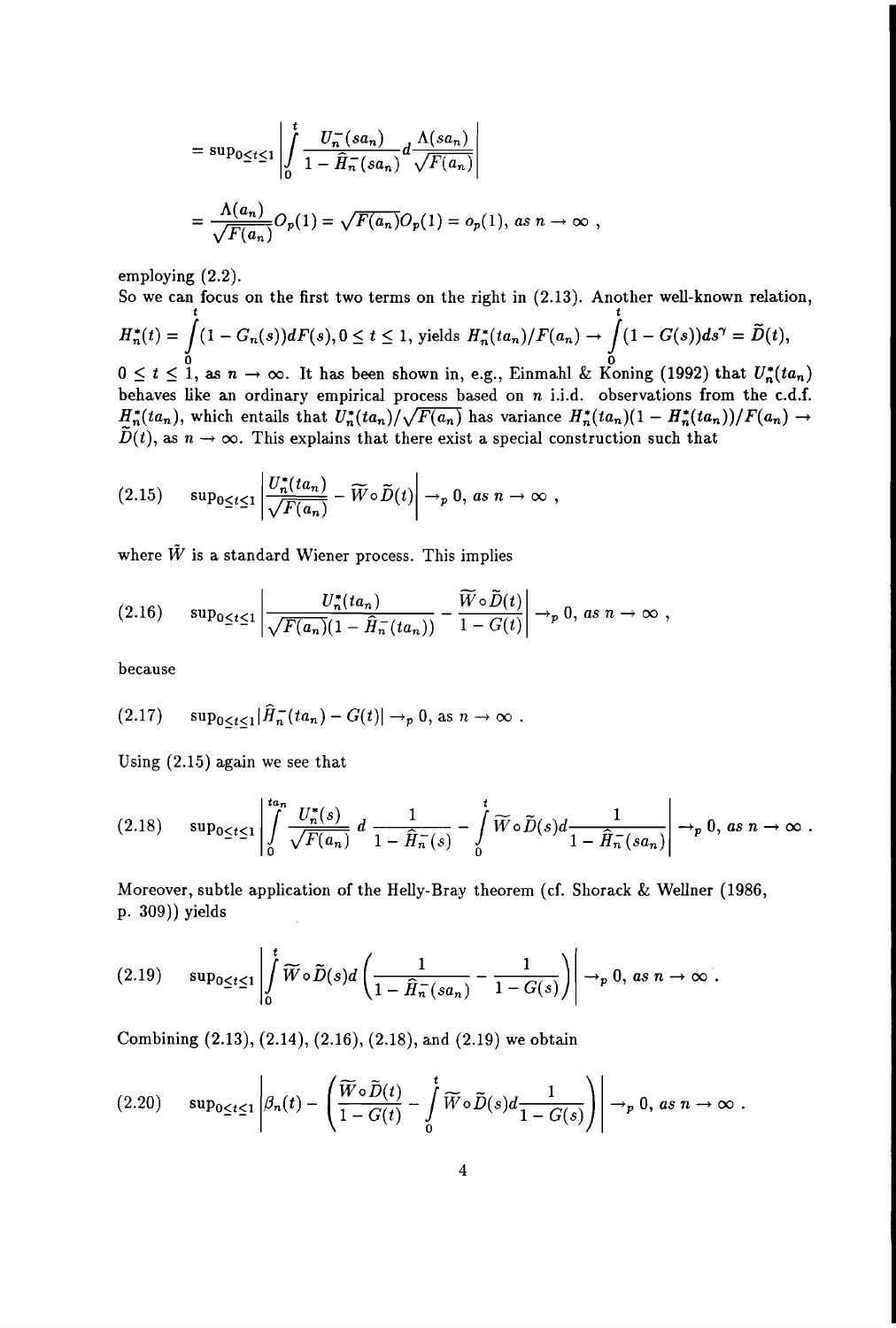$$= \sup_{0 \le t \le 1} \left| \int_0^t \frac{U_n^-(sa_n)}{1 - \widehat{H}_n^-(sa_n)} d\frac{\Lambda(sa_n)}{\sqrt{F(a_n)}} \right|$$

$$= \frac{\Lambda(a_n)}{\sqrt{F(a_n)}} O_p(1) = \sqrt{F(a_n)} O_p(1) = o_p(1), \; as \; n \to \infty \; ,$$

employing (2.2).

So we can focus on the first two terms on the right in (2.13). Another well-known relation, $H_n^*(t) = \int_0^t (1 - G_n(s)) dF(s), 0 \le t \le 1$, yields $H_n^*(ta_n)/F(a_n) \to \int_0^t (1 - G(s)) ds^\gamma = \widetilde{D}(t)$, $0 \le t \le 1$, as $n \to \infty$. It has been shown in, e.g., Einmahl & Koning (1992) that $U_n^*(ta_n)$ behaves like an ordinary empirical process based on $n$ i.i.d. observations from the c.d.f. $H_n^*(ta_n)$, which entails that $U_n^*(ta_n)/\sqrt{F(a_n)}$ has variance $H_n^*(ta_n)(1 - H_n^*(ta_n))/F(a_n) \to \widetilde{D}(t)$, as $n \to \infty$. This explains that there exist a special construction such that

$$\text{(2.15)} \qquad \sup_{0 \le t \le 1} \left| \frac{U_n^*(ta_n)}{\sqrt{F(a_n)}} - \widetilde{W} \circ \widetilde{D}(t) \right| \to_p 0, \; as \; n \to \infty \; ,$$

where $\tilde{W}$ is a standard Wiener process. This implies

$$\text{(2.16)} \qquad \sup_{0 \le t \le 1} \left| \frac{U_n^*(ta_n)}{\sqrt{F(a_n)}(1 - \widehat{H}_n^-(ta_n))} - \frac{\widetilde{W} \circ \widetilde{D}(t)}{1 - G(t)} \right| \to_p 0, \; as \; n \to \infty \; ,$$

because

$$\text{(2.17)} \qquad \sup_{0 \le t \le 1} |\widehat{H}_n^-(ta_n) - G(t)| \to_p 0, \text{ as } n \to \infty \; .$$

Using (2.15) again we see that

$$\text{(2.18)} \qquad \sup_{0 \le t \le 1} \left| \int_0^{ta_n} \frac{U_n^*(s)}{\sqrt{F(a_n)}} \, d\frac{1}{1 - \widehat{H}_n^-(s)} - \int_0^t \widetilde{W} \circ \widetilde{D}(s) d\frac{1}{1 - \widehat{H}_n^-(sa_n)} \right| \to_p 0, \; as \; n \to \infty \; .$$

Moreover, subtle application of the Helly-Bray theorem (cf. Shorack & Wellner (1986, p. 309)) yields

$$\text{(2.19)} \qquad \sup_{0 \le t \le 1} \left| \int_0^t \widetilde{W} \circ \widetilde{D}(s) d\left( \frac{1}{1 - \widehat{H}_n^-(sa_n)} - \frac{1}{1 - G(s)} \right) \right| \to_p 0, \; as \; n \to \infty \; .$$

Combining (2.13), (2.14), (2.16), (2.18), and (2.19) we obtain

$$\text{(2.20)} \qquad \sup_{0 \le t \le 1} \left| \beta_n(t) - \left( \frac{\widetilde{W} \circ \widetilde{D}(t)}{1 - G(t)} - \int_0^t \widetilde{W} \circ \widetilde{D}(s) d\frac{1}{1 - G(s)} \right) \right| \to_p 0, \; as \; n \to \infty \; .$$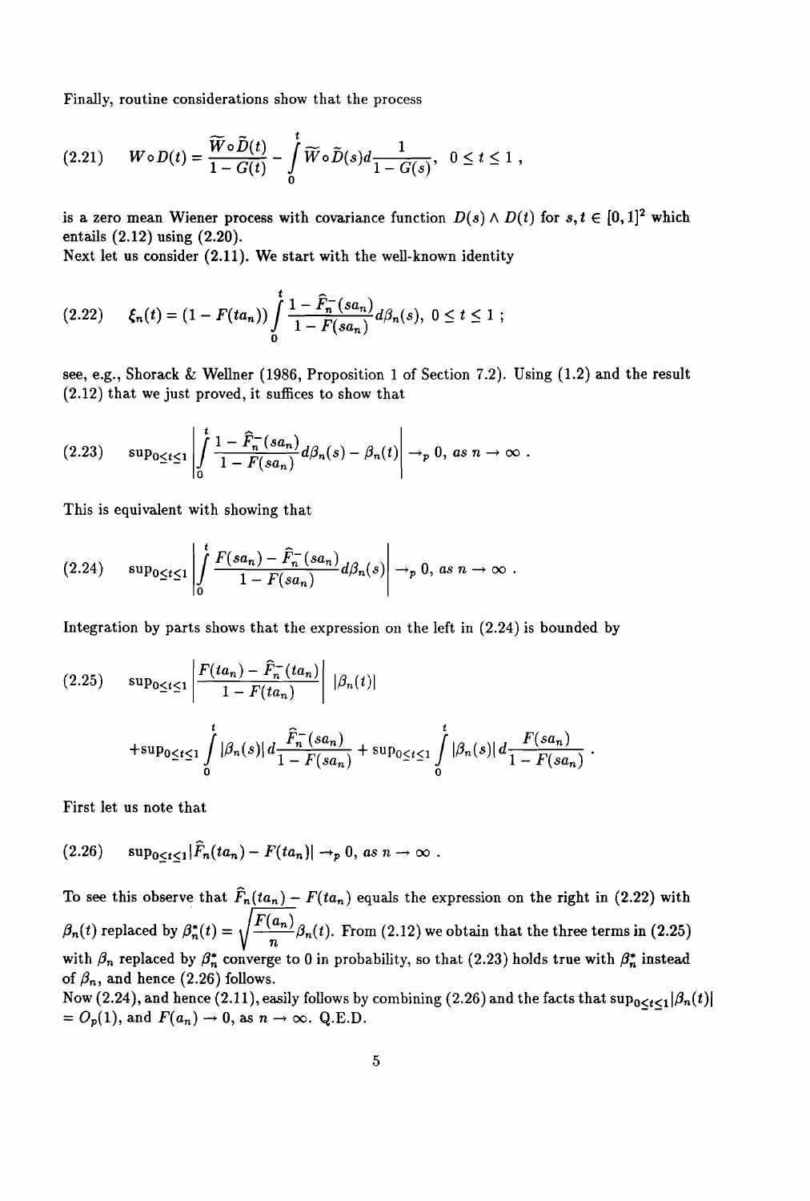Finally, routine considerations show that the process

$$(2.21) \qquad W \circ D(t) = \frac{\widetilde{W} \circ \widetilde{D}(t)}{1 - G(t)} - \int_0^t \widetilde{W} \circ \widetilde{D}(s) d\frac{1}{1 - G(s)}, \quad 0 \le t \le 1 ,$$

is a zero mean Wiener process with covariance function $D(s) \wedge D(t)$ for $s, t \in [0,1]^2$ which entails (2.12) using (2.20).

Next let us consider (2.11). We start with the well-known identity

$$(2.22) \qquad \xi_n(t) = (1 - F(ta_n)) \int_0^t \frac{1 - \widehat{F}_n^-(sa_n)}{1 - F(sa_n)} d\beta_n(s), \; 0 \le t \le 1 ;$$

see, e.g., Shorack & Wellner (1986, Proposition 1 of Section 7.2). Using (1.2) and the result (2.12) that we just proved, it suffices to show that

$$(2.23) \qquad \sup_{0 \le t \le 1} \left| \int_0^t \frac{1 - \widehat{F}_n^-(sa_n)}{1 - F(sa_n)} d\beta_n(s) - \beta_n(t) \right| \to_p 0, \; as \; n \to \infty .$$

This is equivalent with showing that

$$(2.24) \qquad \sup_{0 \le t \le 1} \left| \int_0^t \frac{F(sa_n) - \widehat{F}_n^-(sa_n)}{1 - F(sa_n)} d\beta_n(s) \right| \to_p 0, \; as \; n \to \infty .$$

Integration by parts shows that the expression on the left in (2.24) is bounded by

$$(2.25) \qquad \sup_{0 \le t \le 1} \left| \frac{F(ta_n) - \widehat{F}_n^-(ta_n)}{1 - F(ta_n)} \right| |\beta_n(t)|$$

$$+ \sup_{0 \le t \le 1} \int_0^t |\beta_n(s)| \, d\frac{\widehat{F}_n^-(sa_n)}{1 - F(sa_n)} + \sup_{0 \le t \le 1} \int_0^t |\beta_n(s)| \, d\frac{F(sa_n)}{1 - F(sa_n)} .$$

First let us note that

$$(2.26) \qquad \sup_{0 \le t \le 1} |\widehat{F}_n(ta_n) - F(ta_n)| \to_p 0, \; as \; n \to \infty .$$

To see this observe that $\widehat{F}_n(ta_n) - F(ta_n)$ equals the expression on the right in (2.22) with $\beta_n(t)$ replaced by $\beta_n^*(t) = \sqrt{\frac{F(a_n)}{n}} \beta_n(t)$. From (2.12) we obtain that the three terms in (2.25) with $\beta_n$ replaced by $\beta_n^*$ converge to 0 in probability, so that (2.23) holds true with $\beta_n^*$ instead of $\beta_n$, and hence (2.26) follows.

Now (2.24), and hence (2.11), easily follows by combining (2.26) and the facts that $\sup_{0 \le t \le 1} |\beta_n(t)| = O_p(1)$, and $F(a_n) \to 0$, as $n \to \infty$. Q.E.D.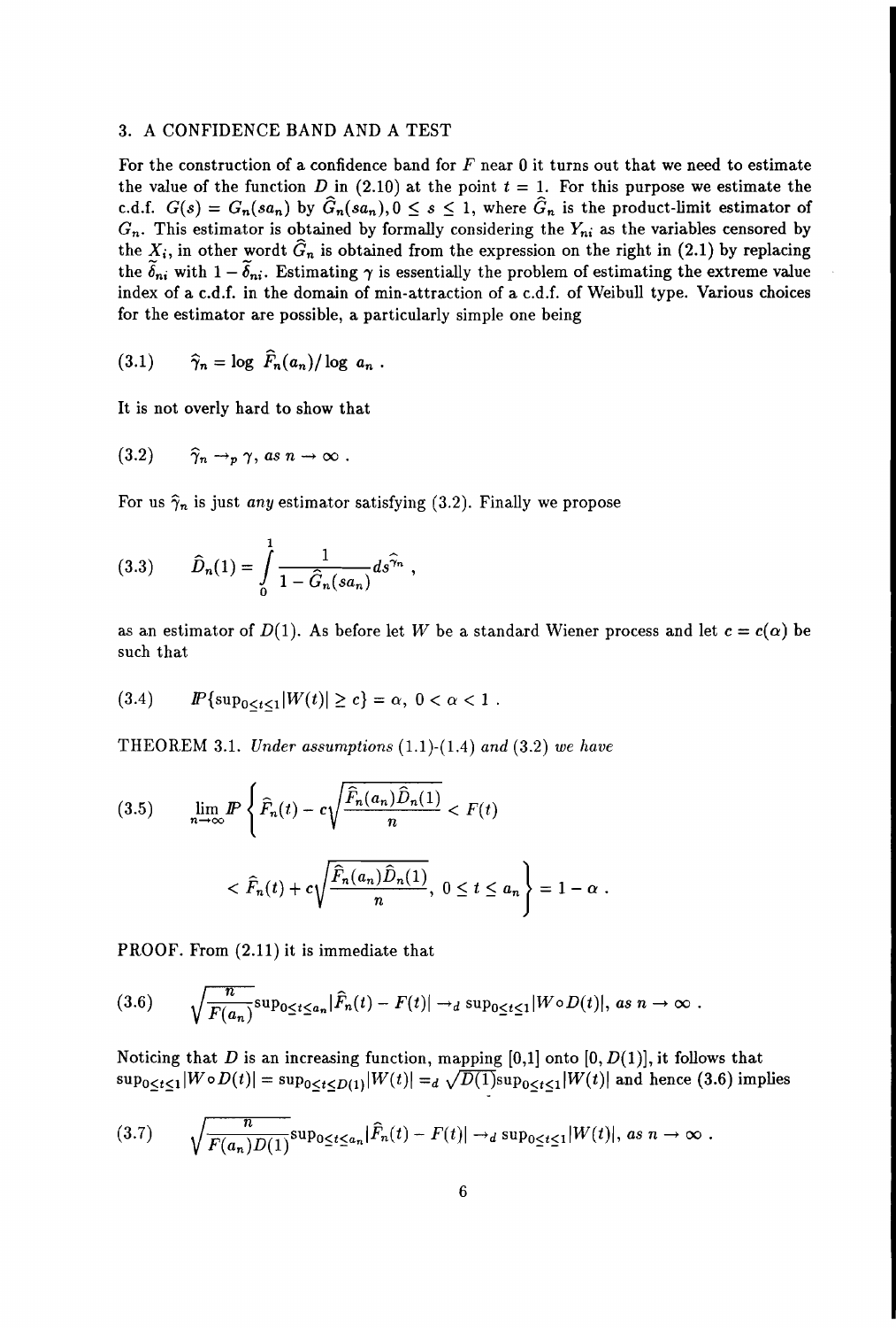## 3. A CONFIDENCE BAND AND A TEST

For the construction of a confidence band for $F$ near 0 it turns out that we need to estimate the value of the function $D$ in (2.10) at the point $t = 1$. For this purpose we estimate the c.d.f. $G(s) = G_n(sa_n)$ by $\widehat{G}_n(sa_n), 0 \leq s \leq 1$, where $\widehat{G}_n$ is the product-limit estimator of $G_n$. This estimator is obtained by formally considering the $Y_{ni}$ as the variables censored by the $X_i$, in other wordt $\widehat{G}_n$ is obtained from the expression on the right in (2.1) by replacing the $\widetilde{\delta}_{ni}$ with $1 - \widetilde{\delta}_{ni}$. Estimating $\gamma$ is essentially the problem of estimating the extreme value index of a c.d.f. in the domain of min-attraction of a c.d.f. of Weibull type. Various choices for the estimator are possible, a particularly simple one being

$$(3.1) \qquad \widehat{\gamma}_n = \log\, \widehat{F}_n(a_n) / \log\, a_n\ .$$

It is not overly hard to show that

$$(3.2) \qquad \widehat{\gamma}_n \to_p \gamma,\ as\ n \to \infty\ .$$

For us $\widehat{\gamma}_n$ is just *any* estimator satisfying (3.2). Finally we propose

$$(3.3) \qquad \widehat{D}_n(1) = \int_0^1 \frac{1}{1 - \widehat{G}_n(sa_n)} ds^{\widehat{\gamma}_n}\ ,$$

as an estimator of $D(1)$. As before let $W$ be a standard Wiener process and let $c = c(\alpha)$ be such that

$$(3.4) \qquad I\!P\{\sup_{0 \leq t \leq 1} |W(t)| \geq c\} = \alpha,\ 0 < \alpha < 1\ .$$

THEOREM 3.1. *Under assumptions* (1.1)-(1.4) *and* (3.2) *we have*

$$(3.5) \qquad \lim_{n \to \infty} I\!P\left\{ \widehat{F}_n(t) - c\sqrt{\frac{\widehat{F}_n(a_n)\widehat{D}_n(1)}{n}} < F(t) < \widehat{F}_n(t) + c\sqrt{\frac{\widehat{F}_n(a_n)\widehat{D}_n(1)}{n}},\ 0 \leq t \leq a_n \right\} = 1 - \alpha\ .$$

PROOF. From (2.11) it is immediate that

$$(3.6) \qquad \sqrt{\frac{n}{F(a_n)}} \sup_{0 \leq t \leq a_n} |\widehat{F}_n(t) - F(t)| \to_d \sup_{0 \leq t \leq 1} |W \circ D(t)|,\ as\ n \to \infty\ .$$

Noticing that $D$ is an increasing function, mapping [0,1] onto $[0, D(1)]$, it follows that $\sup_{0 \leq t \leq 1} |W \circ D(t)| = \sup_{0 \leq t \leq D(1)} |W(t)| =_d \sqrt{D(1)} \sup_{0 \leq t \leq 1} |W(t)|$ and hence (3.6) implies

$$(3.7) \qquad \sqrt{\frac{n}{F(a_n)D(1)}} \sup_{0 \leq t \leq a_n} |\widehat{F}_n(t) - F(t)| \to_d \sup_{0 \leq t \leq 1} |W(t)|,\ as\ n \to \infty\ .$$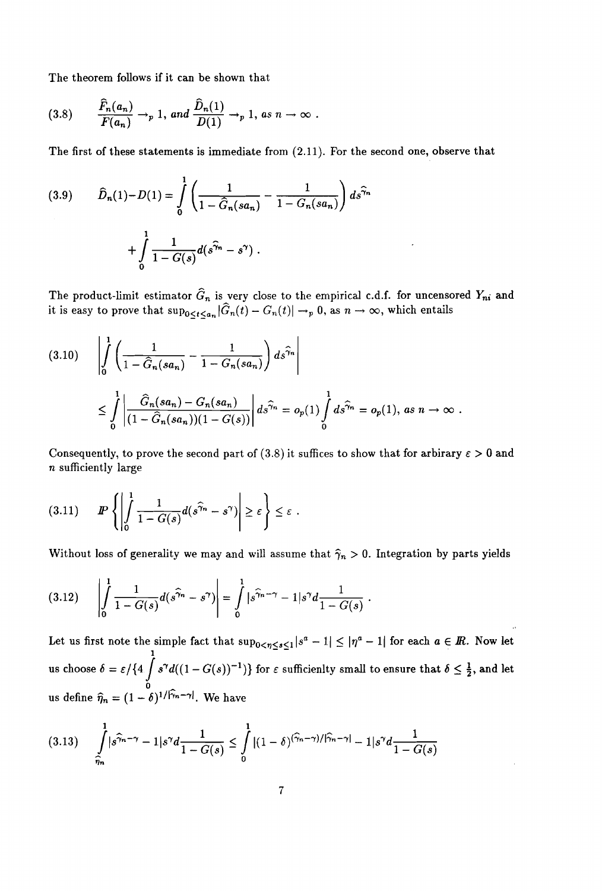The theorem follows if it can be shown that

$$(3.8) \qquad \frac{\widehat{F}_n(a_n)}{F(a_n)} \to_p 1, \textit{ and } \frac{\widehat{D}_n(1)}{D(1)} \to_p 1, \textit{ as } n \to \infty \; .$$

The first of these statements is immediate from (2.11). For the second one, observe that

$$(3.9) \qquad \widehat{D}_n(1) - D(1) = \int_0^1 \left( \frac{1}{1 - \widehat{G}_n(sa_n)} - \frac{1}{1 - G_n(sa_n)} \right) ds^{\widehat{\gamma}_n}$$

$$+ \int_0^1 \frac{1}{1 - G(s)} d(s^{\widehat{\gamma}_n} - s^{\gamma}) \; .$$

The product-limit estimator $\widehat{G}_n$ is very close to the empirical c.d.f. for uncensored $Y_{ni}$ and it is easy to prove that $\sup_{0 \le t \le a_n} |\widehat{G}_n(t) - G_n(t)| \to_p 0$, as $n \to \infty$, which entails

$$(3.10) \qquad \left| \int_0^1 \left( \frac{1}{1 - \widehat{G}_n(sa_n)} - \frac{1}{1 - G_n(sa_n)} \right) ds^{\widehat{\gamma}_n} \right|$$

$$\le \int_0^1 \left| \frac{\widehat{G}_n(sa_n) - G_n(sa_n)}{(1 - \widehat{G}_n(sa_n))(1 - G(s))} \right| ds^{\widehat{\gamma}_n} = o_p(1) \int_0^1 ds^{\widehat{\gamma}_n} = o_p(1), \textit{ as } n \to \infty \; .$$

Consequently, to prove the second part of (3.8) it suffices to show that for arbitrary $\varepsilon > 0$ and $n$ sufficiently large

$$(3.11) \qquad I\!P \left\{ \left| \int_0^1 \frac{1}{1 - G(s)} d(s^{\widehat{\gamma}_n} - s^{\gamma}) \right| \ge \varepsilon \right\} \le \varepsilon \; .$$

Without loss of generality we may and will assume that $\widehat{\gamma}_n > 0$. Integration by parts yields

$$(3.12) \qquad \left| \int_0^1 \frac{1}{1 - G(s)} d(s^{\widehat{\gamma}_n} - s^{\gamma}) \right| = \int_0^1 |s^{\widehat{\gamma}_n - \gamma} - 1| s^{\gamma} d \frac{1}{1 - G(s)} \; .$$

Let us first note the simple fact that $\sup_{0 < \eta \le s \le 1} |s^a - 1| \le |\eta^a - 1|$ for each $a \in I\!R$. Now let us choose $\delta = \varepsilon / \{4 \int_0^1 s^{\gamma} d((1 - G(s))^{-1})\}$ for $\varepsilon$ sufficienlty small to ensure that $\delta \le \frac{1}{2}$, and let us define $\widehat{\eta}_n = (1 - \delta)^{1/|\widehat{\gamma}_n - \gamma|}$. We have

$$(3.13) \qquad \int_{\widehat{\eta}_n}^1 |s^{\widehat{\gamma}_n - \gamma} - 1| s^{\gamma} d \frac{1}{1 - G(s)} \le \int_0^1 |(1 - \delta)^{(\widehat{\gamma}_n - \gamma)/|\widehat{\gamma}_n - \gamma|} - 1| s^{\gamma} d \frac{1}{1 - G(s)}$$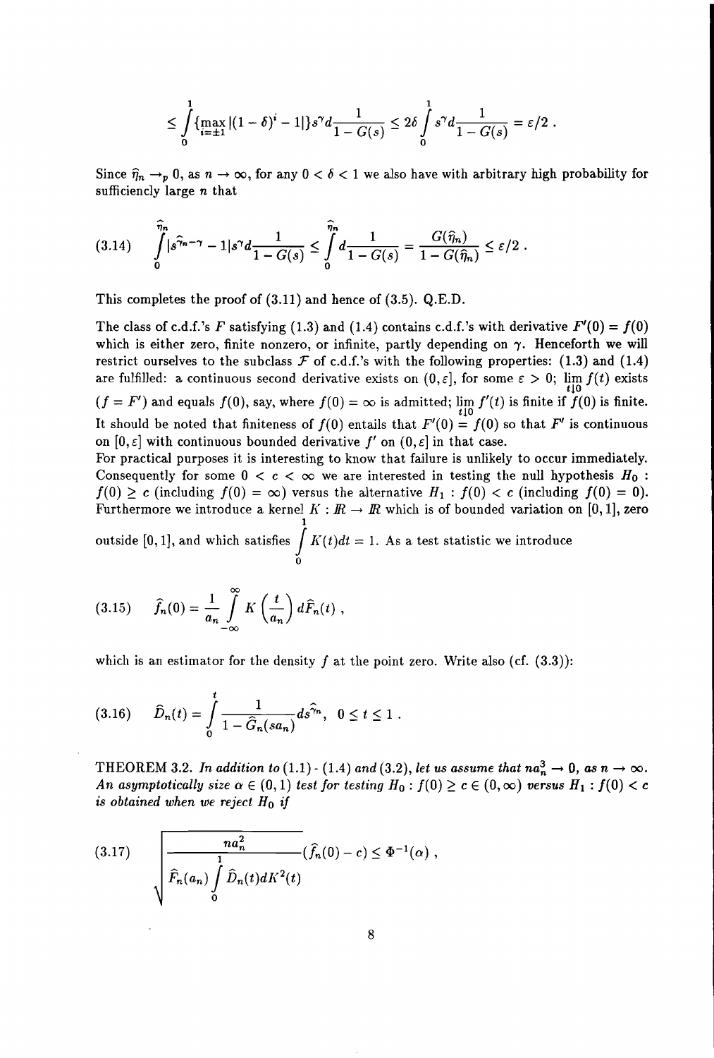$$\leq \int_0^1 \{\max_{i=\pm 1} |(1-\delta)^i - 1|\} s^\gamma d\frac{1}{1-G(s)} \leq 2\delta \int_0^1 s^\gamma d\frac{1}{1-G(s)} = \varepsilon/2 \; .$$

Since $\hat{\eta}_n \to_p 0$, as $n \to \infty$, for any $0 < \delta < 1$ we also have with arbitrary high probability for sufficiency large $n$ that

$$\int_0^{\hat{\eta}_n} |s^{\hat{\gamma}_n - \gamma} - 1| s^\gamma d\frac{1}{1-G(s)} \leq \int_0^{\hat{\eta}_n} d\frac{1}{1-G(s)} = \frac{G(\hat{\eta}_n)}{1-G(\hat{\eta}_n)} \leq \varepsilon/2 \; . \tag{3.14}$$

This completes the proof of (3.11) and hence of (3.5). Q.E.D.

The class of c.d.f.'s $F$ satisfying (1.3) and (1.4) contains c.d.f.'s with derivative $F'(0) = f(0)$ which is either zero, finite nonzero, or infinite, partly depending on $\gamma$. Henceforth we will restrict ourselves to the subclass $\mathcal{F}$ of c.d.f.'s with the following properties: (1.3) and (1.4) are fulfilled: a continuous second derivative exists on $(0, \varepsilon]$, for some $\varepsilon > 0$; $\lim_{t \downarrow 0} f(t)$ exists ($f = F'$) and equals $f(0)$, say, where $f(0) = \infty$ is admitted; $\lim_{t \downarrow 0} f'(t)$ is finite if $f(0)$ is finite. It should be noted that finiteness of $f(0)$ entails that $F'(0) = f(0)$ so that $F'$ is continuous on $[0, \varepsilon]$ with continuous bounded derivative $f'$ on $(0, \varepsilon]$ in that case.

For practical purposes it is interesting to know that failure is unlikely to occur immediately. Consequently for some $0 < c < \infty$ we are interested in testing the null hypothesis $H_0$ : $f(0) \geq c$ (including $f(0) = \infty$) versus the alternative $H_1 : f(0) < c$ (including $f(0) = 0$). Furthermore we introduce a kernel $K : \mathbb{R} \to \mathbb{R}$ which is of bounded variation on $[0,1]$, zero outside $[0,1]$, and which satisfies $\int_0^1 K(t)dt = 1$. As a test statistic we introduce

$$\hat{f}_n(0) = \frac{1}{a_n} \int_{-\infty}^{\infty} K\left(\frac{t}{a_n}\right) d\hat{F}_n(t) \; , \tag{3.15}$$

which is an estimator for the density $f$ at the point zero. Write also (cf. (3.3)):

$$\hat{D}_n(t) = \int_0^t \frac{1}{1-\hat{G}_n(sa_n)} ds^{\hat{\gamma}_n}, \quad 0 \leq t \leq 1 \; . \tag{3.16}$$

THEOREM 3.2. *In addition to* (1.1) - (1.4) *and* (3.2), *let us assume that* $na_n^3 \to 0$, *as* $n \to \infty$. *An asymptotically size* $\alpha \in (0,1)$ *test for testing* $H_0 : f(0) \geq c \in (0, \infty)$ *versus* $H_1 : f(0) < c$ *is obtained when we reject* $H_0$ *if*

$$\sqrt{\frac{na_n^2}{\hat{F}_n(a_n) \int_0^1 \hat{D}_n(t) dK^2(t)}} (\hat{f}_n(0) - c) \leq \Phi^{-1}(\alpha) \; , \tag{3.17}$$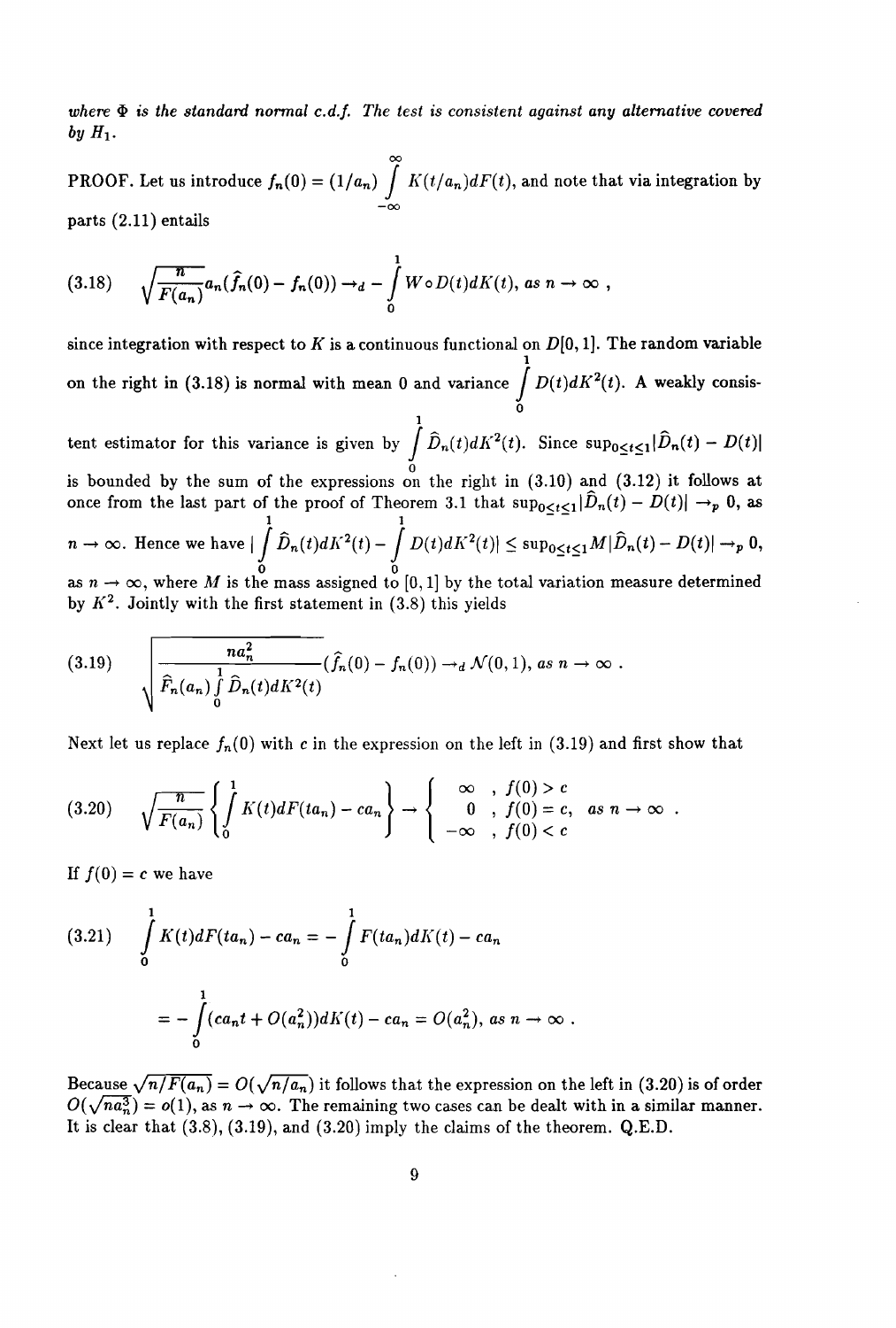*where $\Phi$ is the standard normal c.d.f. The test is consistent against any alternative covered by $H_1$.*

PROOF. Let us introduce $f_n(0) = (1/a_n) \int_{-\infty}^{\infty} K(t/a_n) dF(t)$, and note that via integration by parts (2.11) entails

$$
(3.18) \qquad \sqrt{\frac{n}{F(a_n)}} a_n (\hat{f}_n(0) - f_n(0)) \to_d - \int_0^1 W \circ D(t) dK(t), \text{ as } n \to \infty ,
$$

since integration with respect to $K$ is a continuous functional on $D[0,1]$. The random variable on the right in (3.18) is normal with mean 0 and variance $\int_0^1 D(t) dK^2(t)$. A weakly consistent estimator for this variance is given by $\int_0^1 \hat{D}_n(t) dK^2(t)$. Since $\sup_{0 \le t \le 1} |\hat{D}_n(t) - D(t)|$ is bounded by the sum of the expressions on the right in (3.10) and (3.12) it follows at once from the last part of the proof of Theorem 3.1 that $\sup_{0 \le t \le 1} |\hat{D}_n(t) - D(t)| \to_p 0$, as $n \to \infty$. Hence we have $| \int_0^1 \hat{D}_n(t) dK^2(t) - \int_0^1 D(t) dK^2(t)| \le \sup_{0 \le t \le 1} M |\hat{D}_n(t) - D(t)| \to_p 0$, as $n \to \infty$, where $M$ is the mass assigned to $[0,1]$ by the total variation measure determined by $K^2$. Jointly with the first statement in (3.8) this yields

$$
(3.19) \qquad \sqrt{\frac{n a_n^2}{\hat{F}_n(a_n) \int_0^1 \hat{D}_n(t) dK^2(t)}} (\hat{f}_n(0) - f_n(0)) \to_d \mathcal{N}(0,1), \text{ as } n \to \infty .
$$

Next let us replace $f_n(0)$ with $c$ in the expression on the left in (3.19) and first show that

$$
(3.20) \qquad \sqrt{\frac{n}{F(a_n)}} \left\{ \int_0^1 K(t) dF(t a_n) - c a_n \right\} \to \left\{ \begin{array}{rl} \infty & , f(0) > c \\ 0 & , f(0) = c, \\ -\infty & , f(0) < c \end{array} \right. \text{ as } n \to \infty .
$$

If $f(0) = c$ we have

$$
(3.21) \qquad \int_0^1 K(t) dF(t a_n) - c a_n = - \int_0^1 F(t a_n) dK(t) - c a_n
$$

$$
= - \int_0^1 (c a_n t + O(a_n^2)) dK(t) - c a_n = O(a_n^2), \text{ as } n \to \infty .
$$

Because $\sqrt{n/F(a_n)} = O(\sqrt{n/a_n})$ it follows that the expression on the left in (3.20) is of order $O(\sqrt{n a_n^3}) = o(1)$, as $n \to \infty$. The remaining two cases can be dealt with in a similar manner. It is clear that (3.8), (3.19), and (3.20) imply the claims of the theorem. Q.E.D.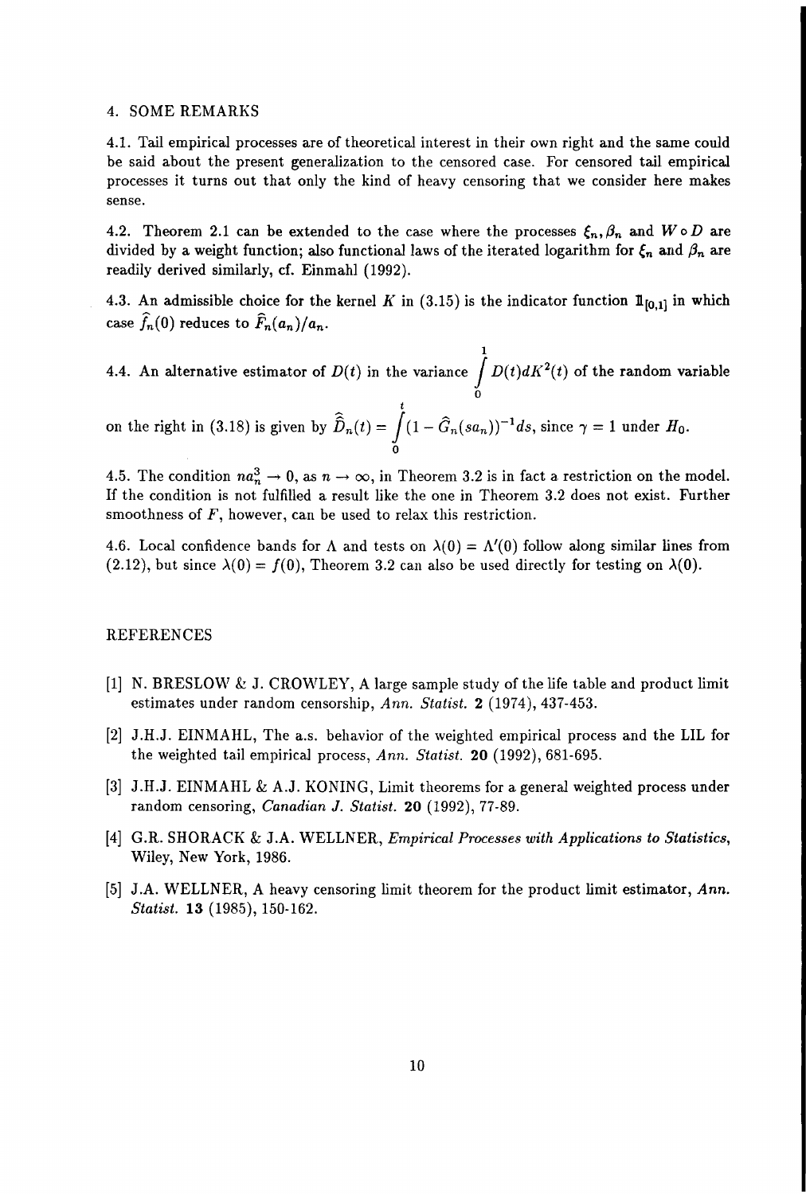## 4. SOME REMARKS

4.1. Tail empirical processes are of theoretical interest in their own right and the same could be said about the present generalization to the censored case. For censored tail empirical processes it turns out that only the kind of heavy censoring that we consider here makes sense.

4.2. Theorem 2.1 can be extended to the case where the processes $\xi_n, \beta_n$ and $W \circ D$ are divided by a weight function; also functional laws of the iterated logarithm for $\xi_n$ and $\beta_n$ are readily derived similarly, cf. Einmahl (1992).

4.3. An admissible choice for the kernel $K$ in (3.15) is the indicator function $\mathbb{1}_{[0,1]}$ in which case $\widehat{f}_n(0)$ reduces to $\widehat{F}_n(a_n)/a_n$.

4.4. An alternative estimator of $D(t)$ in the variance $\int_0^1 D(t)dK^2(t)$ of the random variable on the right in (3.18) is given by $\widehat{\widehat{D}}_n(t) = \int_0^t (1 - \widehat{G}_n(sa_n))^{-1}ds$, since $\gamma = 1$ under $H_0$.

4.5. The condition $na_n^3 \to 0$, as $n \to \infty$, in Theorem 3.2 is in fact a restriction on the model. If the condition is not fulfilled a result like the one in Theorem 3.2 does not exist. Further smoothness of $F$, however, can be used to relax this restriction.

4.6. Local confidence bands for $\Lambda$ and tests on $\lambda(0) = \Lambda'(0)$ follow along similar lines from (2.12), but since $\lambda(0) = f(0)$, Theorem 3.2 can also be used directly for testing on $\lambda(0)$.

## REFERENCES

[1] N. BRESLOW & J. CROWLEY, A large sample study of the life table and product limit estimates under random censorship, *Ann. Statist.* **2** (1974), 437-453.

[2] J.H.J. EINMAHL, The a.s. behavior of the weighted empirical process and the LIL for the weighted tail empirical process, *Ann. Statist.* **20** (1992), 681-695.

[3] J.H.J. EINMAHL & A.J. KONING, Limit theorems for a general weighted process under random censoring, *Canadian J. Statist.* **20** (1992), 77-89.

[4] G.R. SHORACK & J.A. WELLNER, *Empirical Processes with Applications to Statistics*, Wiley, New York, 1986.

[5] J.A. WELLNER, A heavy censoring limit theorem for the product limit estimator, *Ann. Statist.* **13** (1985), 150-162.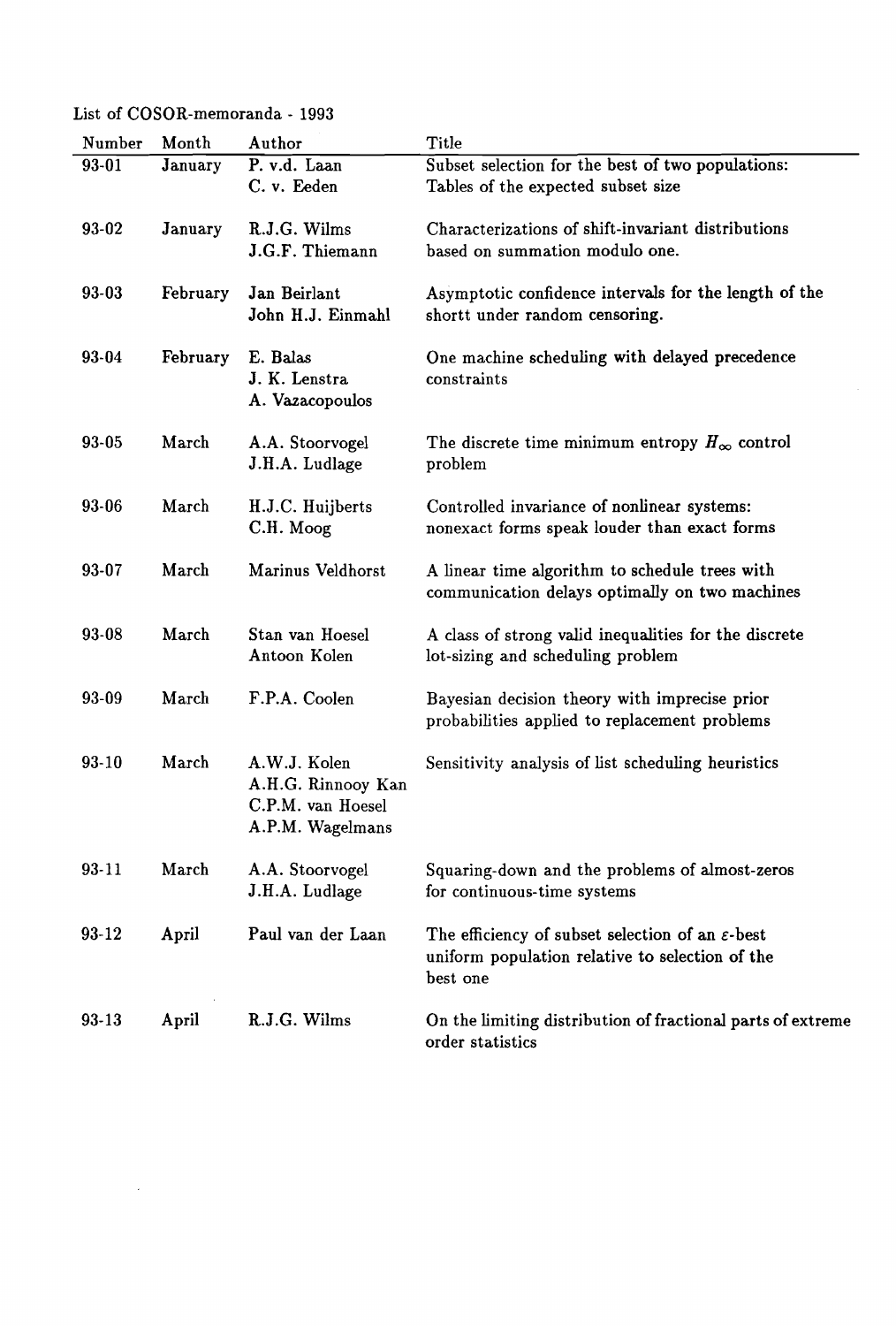List of COSOR-memoranda - 1993

| Number | Month | Author | Title |
|---|---|---|---|
| 93-01 | January | P. v.d. Laan<br>C. v. Eeden | Subset selection for the best of two populations:<br>Tables of the expected subset size |
| 93-02 | January | R.J.G. Wilms<br>J.G.F. Thiemann | Characterizations of shift-invariant distributions based on summation modulo one. |
| 93-03 | February | Jan Beirlant<br>John H.J. Einmahl | Asymptotic confidence intervals for the length of the shortt under random censoring. |
| 93-04 | February | E. Balas<br>J. K. Lenstra<br>A. Vazacopoulos | One machine scheduling with delayed precedence constraints |
| 93-05 | March | A.A. Stoorvogel<br>J.H.A. Ludlage | The discrete time minimum entropy $H_\infty$ control problem |
| 93-06 | March | H.J.C. Huijberts<br>C.H. Moog | Controlled invariance of nonlinear systems:<br>nonexact forms speak louder than exact forms |
| 93-07 | March | Marinus Veldhorst | A linear time algorithm to schedule trees with communication delays optimally on two machines |
| 93-08 | March | Stan van Hoesel<br>Antoon Kolen | A class of strong valid inequalities for the discrete lot-sizing and scheduling problem |
| 93-09 | March | F.P.A. Coolen | Bayesian decision theory with imprecise prior probabilities applied to replacement problems |
| 93-10 | March | A.W.J. Kolen<br>A.H.G. Rinnooy Kan<br>C.P.M. van Hoesel<br>A.P.M. Wagelmans | Sensitivity analysis of list scheduling heuristics |
| 93-11 | March | A.A. Stoorvogel<br>J.H.A. Ludlage | Squaring-down and the problems of almost-zeros for continuous-time systems |
| 93-12 | April | Paul van der Laan | The efficiency of subset selection of an $\varepsilon$-best uniform population relative to selection of the best one |
| 93-13 | April | R.J.G. Wilms | On the limiting distribution of fractional parts of extreme order statistics |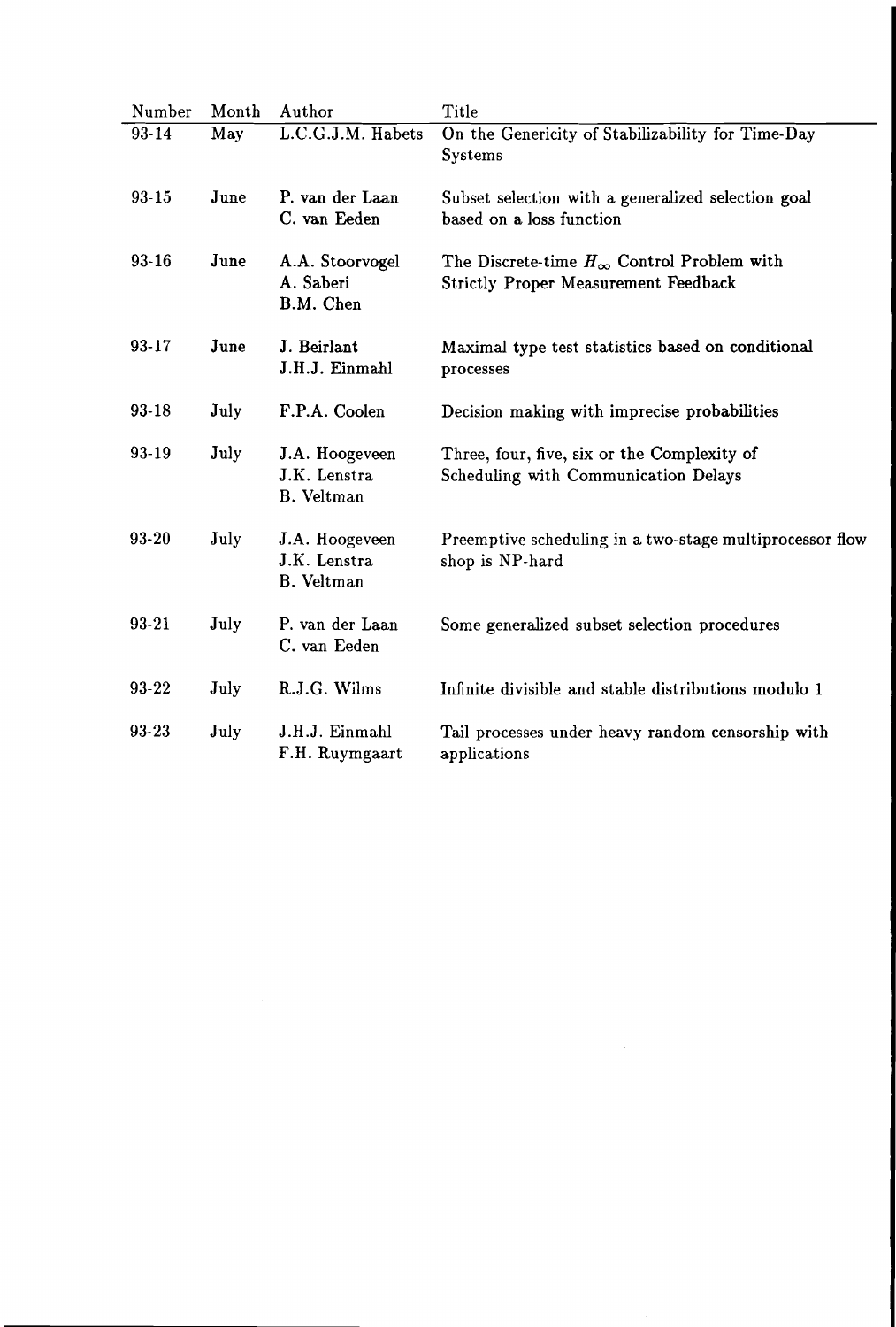| Number | Month | Author | Title |
|---|---|---|---|
| 93-14 | May | L.C.G.J.M. Habets | On the Genericity of Stabilizability for Time-Day Systems |
| 93-15 | June | P. van der Laan<br>C. van Eeden | Subset selection with a generalized selection goal based on a loss function |
| 93-16 | June | A.A. Stoorvogel<br>A. Saberi<br>B.M. Chen | The Discrete-time $H_\infty$ Control Problem with Strictly Proper Measurement Feedback |
| 93-17 | June | J. Beirlant<br>J.H.J. Einmahl | Maximal type test statistics based on conditional processes |
| 93-18 | July | F.P.A. Coolen | Decision making with imprecise probabilities |
| 93-19 | July | J.A. Hoogeveen<br>J.K. Lenstra<br>B. Veltman | Three, four, five, six or the Complexity of Scheduling with Communication Delays |
| 93-20 | July | J.A. Hoogeveen<br>J.K. Lenstra<br>B. Veltman | Preemptive scheduling in a two-stage multiprocessor flow shop is NP-hard |
| 93-21 | July | P. van der Laan<br>C. van Eeden | Some generalized subset selection procedures |
| 93-22 | July | R.J.G. Wilms | Infinite divisible and stable distributions modulo 1 |
| 93-23 | July | J.H.J. Einmahl<br>F.H. Ruymgaart | Tail processes under heavy random censorship with applications |